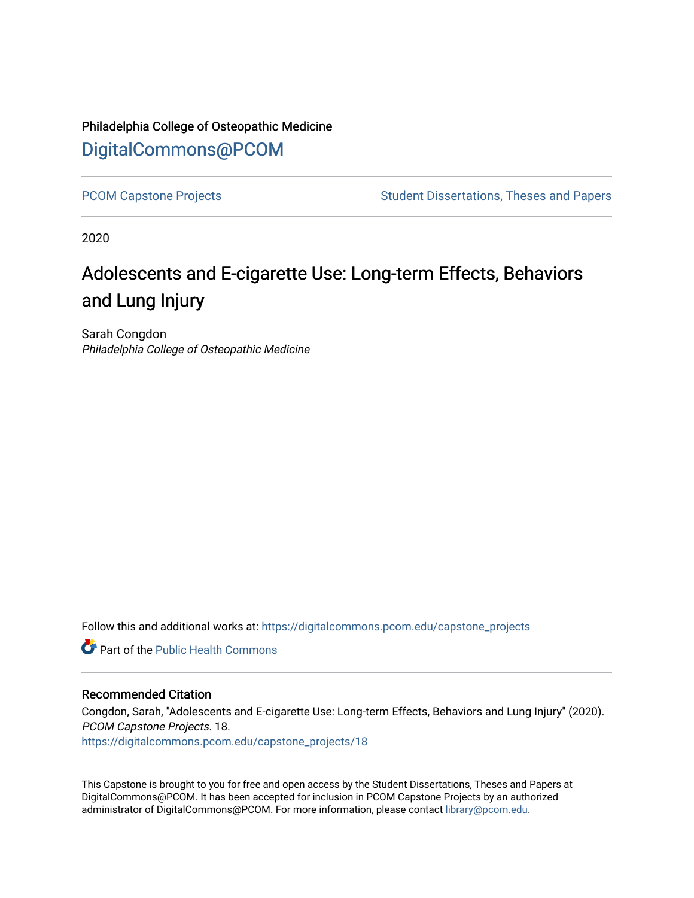Philadelphia College of Osteopathic Medicine

DigitalCommons@PCOM

PCOM Capstone Projects | Student Dissertations, Theses and Papers

2020

# Adolescents and E-cigarette Use: Long-term Effects, Behaviors and Lung Injury

Sarah Congdon
*Philadelphia College of Osteopathic Medicine*

Follow this and additional works at: https://digitalcommons.pcom.edu/capstone_projects

Part of the Public Health Commons

## Recommended Citation

Congdon, Sarah, "Adolescents and E-cigarette Use: Long-term Effects, Behaviors and Lung Injury" (2020). *PCOM Capstone Projects*. 18.
https://digitalcommons.pcom.edu/capstone_projects/18

This Capstone is brought to you for free and open access by the Student Dissertations, Theses and Papers at DigitalCommons@PCOM. It has been accepted for inclusion in PCOM Capstone Projects by an authorized administrator of DigitalCommons@PCOM. For more information, please contact library@pcom.edu.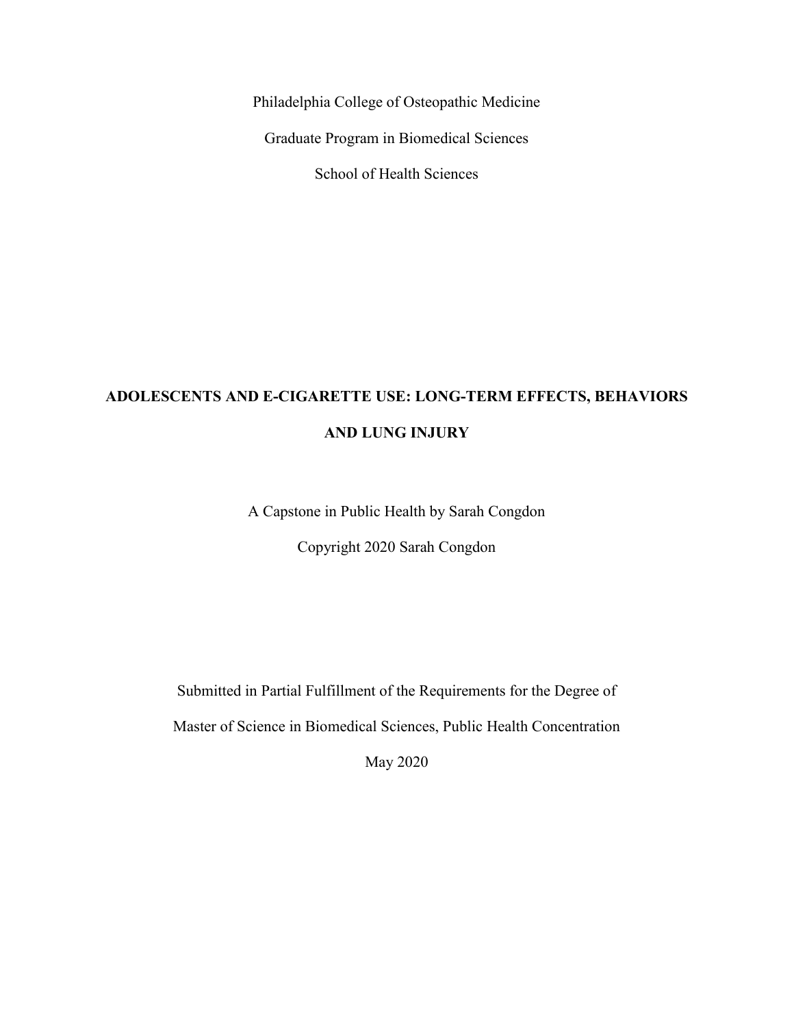Philadelphia College of Osteopathic Medicine

Graduate Program in Biomedical Sciences

School of Health Sciences

# ADOLESCENTS AND E-CIGARETTE USE: LONG-TERM EFFECTS, BEHAVIORS AND LUNG INJURY

A Capstone in Public Health by Sarah Congdon

Copyright 2020 Sarah Congdon

Submitted in Partial Fulfillment of the Requirements for the Degree of

Master of Science in Biomedical Sciences, Public Health Concentration

May 2020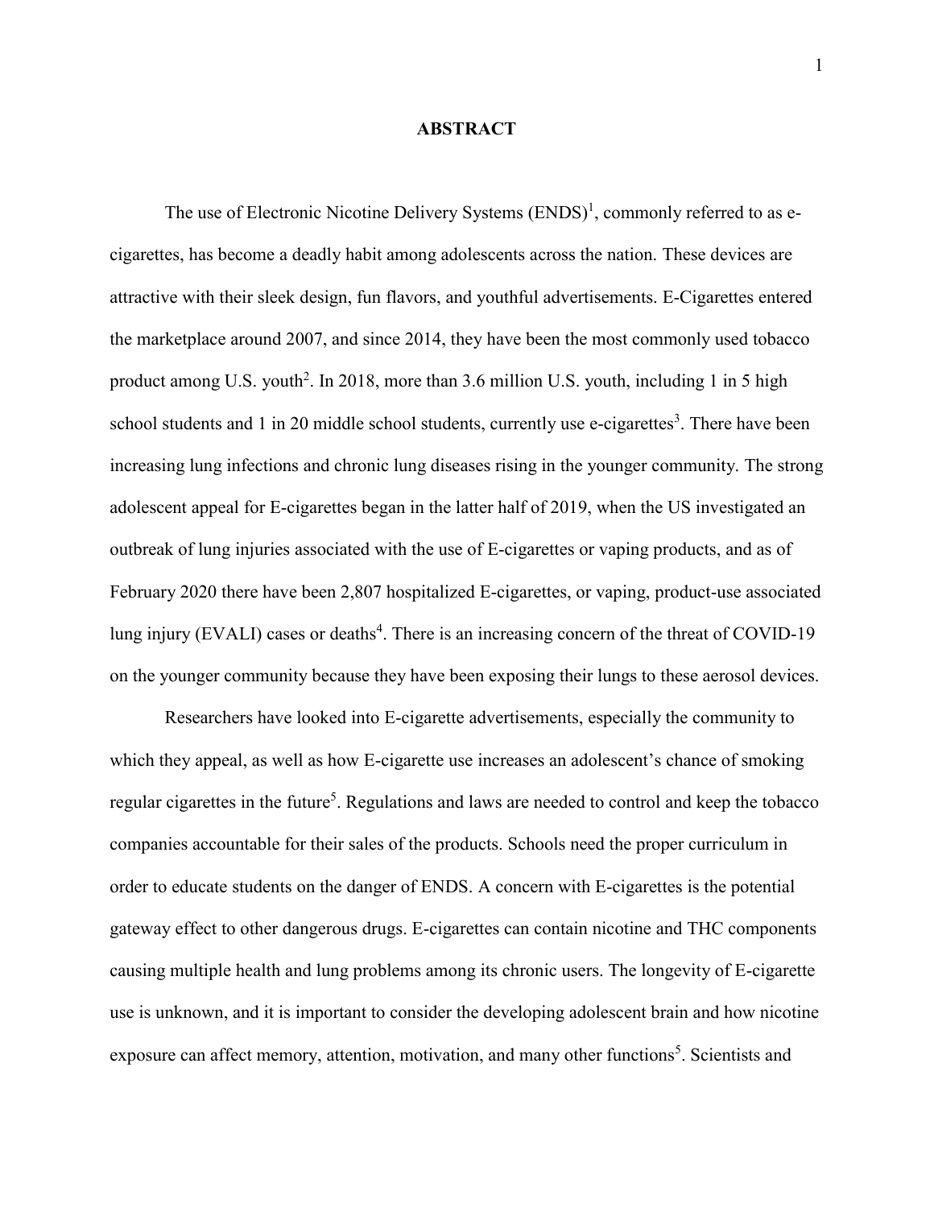# ABSTRACT

The use of Electronic Nicotine Delivery Systems (ENDS)[1], commonly referred to as e-cigarettes, has become a deadly habit among adolescents across the nation. These devices are attractive with their sleek design, fun flavors, and youthful advertisements. E-Cigarettes entered the marketplace around 2007, and since 2014, they have been the most commonly used tobacco product among U.S. youth[2]. In 2018, more than 3.6 million U.S. youth, including 1 in 5 high school students and 1 in 20 middle school students, currently use e-cigarettes[3]. There have been increasing lung infections and chronic lung diseases rising in the younger community. The strong adolescent appeal for E-cigarettes began in the latter half of 2019, when the US investigated an outbreak of lung injuries associated with the use of E-cigarettes or vaping products, and as of February 2020 there have been 2,807 hospitalized E-cigarettes, or vaping, product-use associated lung injury (EVALI) cases or deaths[4]. There is an increasing concern of the threat of COVID-19 on the younger community because they have been exposing their lungs to these aerosol devices.

Researchers have looked into E-cigarette advertisements, especially the community to which they appeal, as well as how E-cigarette use increases an adolescent's chance of smoking regular cigarettes in the future[5]. Regulations and laws are needed to control and keep the tobacco companies accountable for their sales of the products. Schools need the proper curriculum in order to educate students on the danger of ENDS. A concern with E-cigarettes is the potential gateway effect to other dangerous drugs. E-cigarettes can contain nicotine and THC components causing multiple health and lung problems among its chronic users. The longevity of E-cigarette use is unknown, and it is important to consider the developing adolescent brain and how nicotine exposure can affect memory, attention, motivation, and many other functions[5]. Scientists and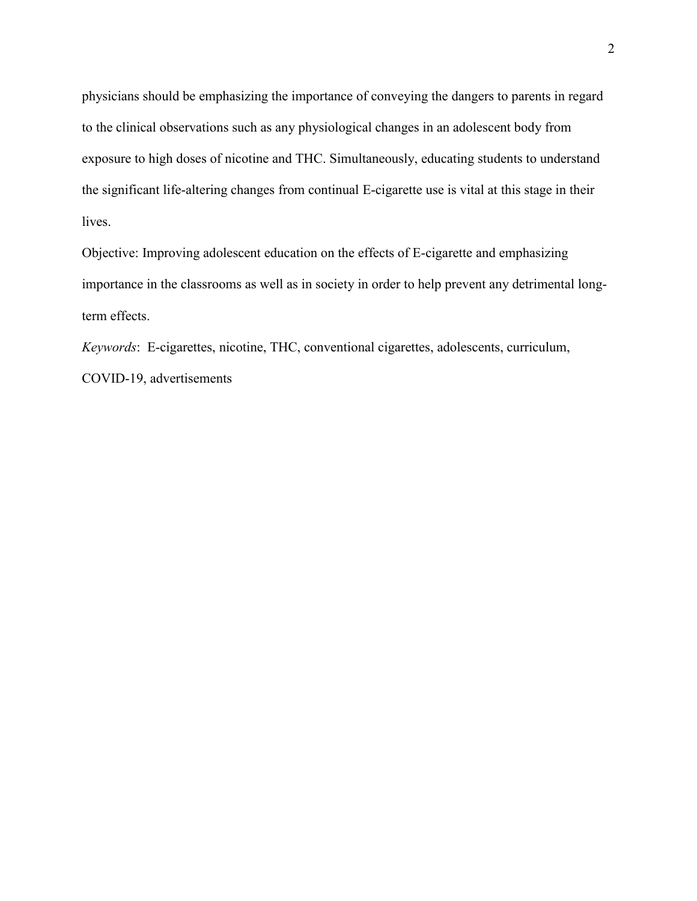physicians should be emphasizing the importance of conveying the dangers to parents in regard to the clinical observations such as any physiological changes in an adolescent body from exposure to high doses of nicotine and THC. Simultaneously, educating students to understand the significant life-altering changes from continual E-cigarette use is vital at this stage in their lives.

Objective: Improving adolescent education on the effects of E-cigarette and emphasizing importance in the classrooms as well as in society in order to help prevent any detrimental long-term effects.

*Keywords*: E-cigarettes, nicotine, THC, conventional cigarettes, adolescents, curriculum, COVID-19, advertisements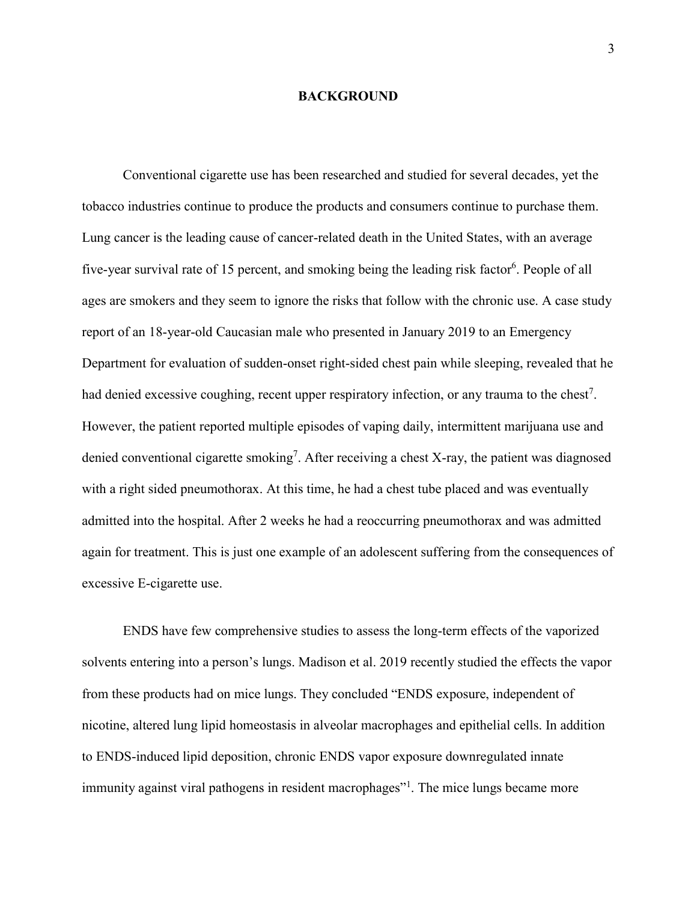## BACKGROUND

Conventional cigarette use has been researched and studied for several decades, yet the tobacco industries continue to produce the products and consumers continue to purchase them. Lung cancer is the leading cause of cancer-related death in the United States, with an average five-year survival rate of 15 percent, and smoking being the leading risk factor[6]. People of all ages are smokers and they seem to ignore the risks that follow with the chronic use. A case study report of an 18-year-old Caucasian male who presented in January 2019 to an Emergency Department for evaluation of sudden-onset right-sided chest pain while sleeping, revealed that he had denied excessive coughing, recent upper respiratory infection, or any trauma to the chest[7]. However, the patient reported multiple episodes of vaping daily, intermittent marijuana use and denied conventional cigarette smoking[7]. After receiving a chest X-ray, the patient was diagnosed with a right sided pneumothorax. At this time, he had a chest tube placed and was eventually admitted into the hospital. After 2 weeks he had a reoccurring pneumothorax and was admitted again for treatment. This is just one example of an adolescent suffering from the consequences of excessive E-cigarette use.

ENDS have few comprehensive studies to assess the long-term effects of the vaporized solvents entering into a person's lungs. Madison et al. 2019 recently studied the effects the vapor from these products had on mice lungs. They concluded "ENDS exposure, independent of nicotine, altered lung lipid homeostasis in alveolar macrophages and epithelial cells. In addition to ENDS-induced lipid deposition, chronic ENDS vapor exposure downregulated innate immunity against viral pathogens in resident macrophages"[1]. The mice lungs became more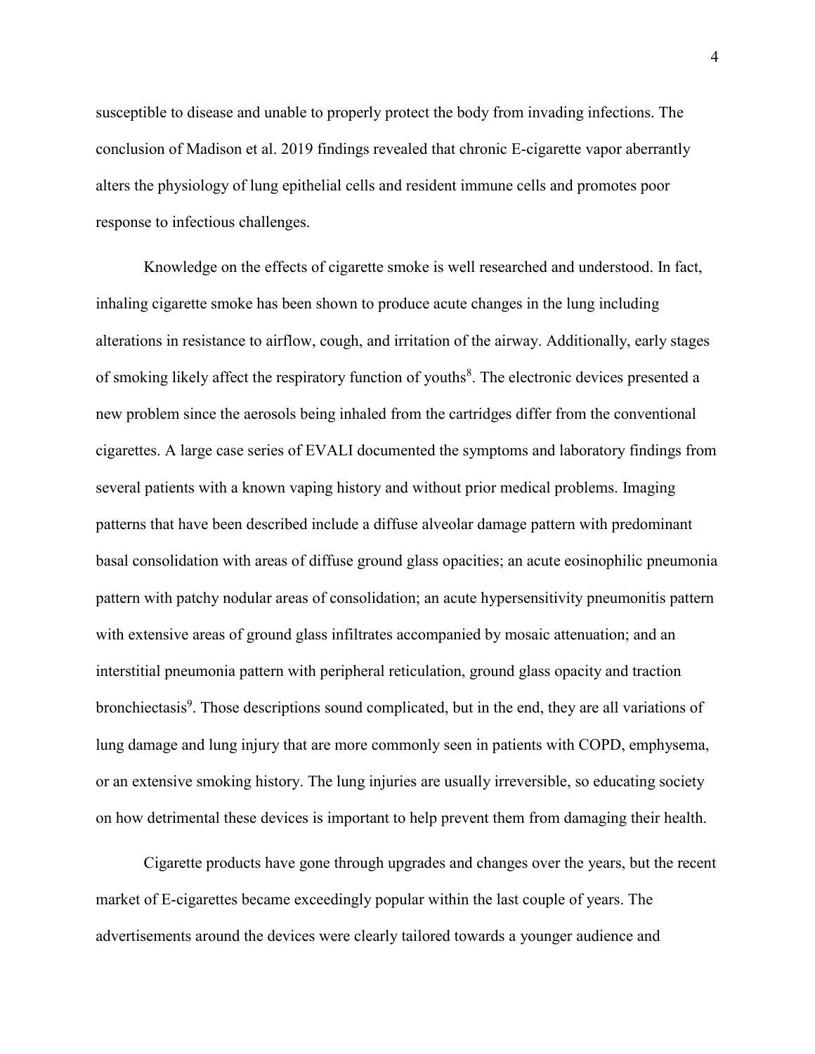susceptible to disease and unable to properly protect the body from invading infections. The conclusion of Madison et al. 2019 findings revealed that chronic E-cigarette vapor aberrantly alters the physiology of lung epithelial cells and resident immune cells and promotes poor response to infectious challenges.

Knowledge on the effects of cigarette smoke is well researched and understood. In fact, inhaling cigarette smoke has been shown to produce acute changes in the lung including alterations in resistance to airflow, cough, and irritation of the airway. Additionally, early stages of smoking likely affect the respiratory function of youths[8]. The electronic devices presented a new problem since the aerosols being inhaled from the cartridges differ from the conventional cigarettes. A large case series of EVALI documented the symptoms and laboratory findings from several patients with a known vaping history and without prior medical problems. Imaging patterns that have been described include a diffuse alveolar damage pattern with predominant basal consolidation with areas of diffuse ground glass opacities; an acute eosinophilic pneumonia pattern with patchy nodular areas of consolidation; an acute hypersensitivity pneumonitis pattern with extensive areas of ground glass infiltrates accompanied by mosaic attenuation; and an interstitial pneumonia pattern with peripheral reticulation, ground glass opacity and traction bronchiectasis[9]. Those descriptions sound complicated, but in the end, they are all variations of lung damage and lung injury that are more commonly seen in patients with COPD, emphysema, or an extensive smoking history. The lung injuries are usually irreversible, so educating society on how detrimental these devices is important to help prevent them from damaging their health.

Cigarette products have gone through upgrades and changes over the years, but the recent market of E-cigarettes became exceedingly popular within the last couple of years. The advertisements around the devices were clearly tailored towards a younger audience and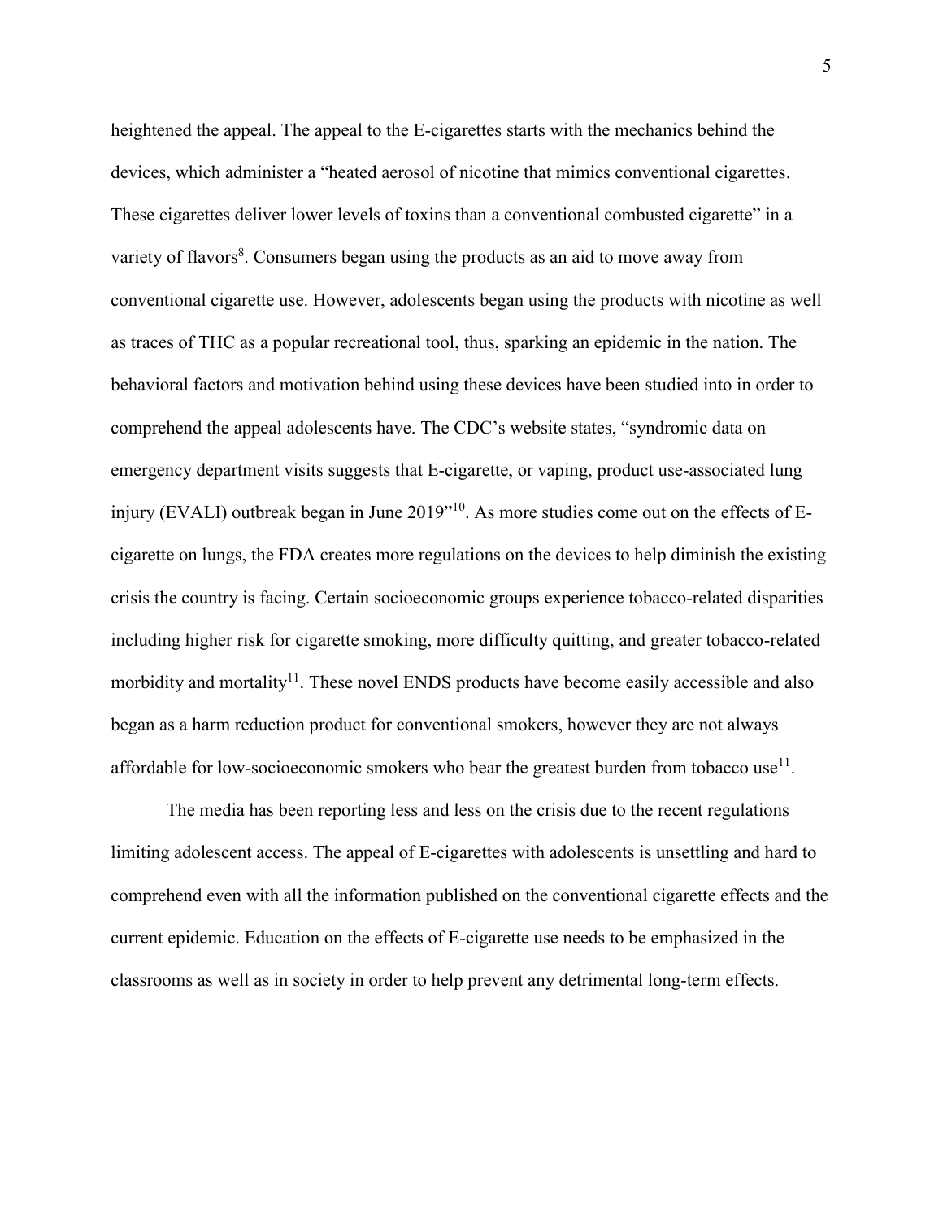heightened the appeal. The appeal to the E-cigarettes starts with the mechanics behind the devices, which administer a "heated aerosol of nicotine that mimics conventional cigarettes. These cigarettes deliver lower levels of toxins than a conventional combusted cigarette" in a variety of flavors[8]. Consumers began using the products as an aid to move away from conventional cigarette use. However, adolescents began using the products with nicotine as well as traces of THC as a popular recreational tool, thus, sparking an epidemic in the nation. The behavioral factors and motivation behind using these devices have been studied into in order to comprehend the appeal adolescents have. The CDC's website states, "syndromic data on emergency department visits suggests that E-cigarette, or vaping, product use-associated lung injury (EVALI) outbreak began in June 2019"[10]. As more studies come out on the effects of E-cigarette on lungs, the FDA creates more regulations on the devices to help diminish the existing crisis the country is facing. Certain socioeconomic groups experience tobacco-related disparities including higher risk for cigarette smoking, more difficulty quitting, and greater tobacco-related morbidity and mortality[11]. These novel ENDS products have become easily accessible and also began as a harm reduction product for conventional smokers, however they are not always affordable for low-socioeconomic smokers who bear the greatest burden from tobacco use[11].

The media has been reporting less and less on the crisis due to the recent regulations limiting adolescent access. The appeal of E-cigarettes with adolescents is unsettling and hard to comprehend even with all the information published on the conventional cigarette effects and the current epidemic. Education on the effects of E-cigarette use needs to be emphasized in the classrooms as well as in society in order to help prevent any detrimental long-term effects.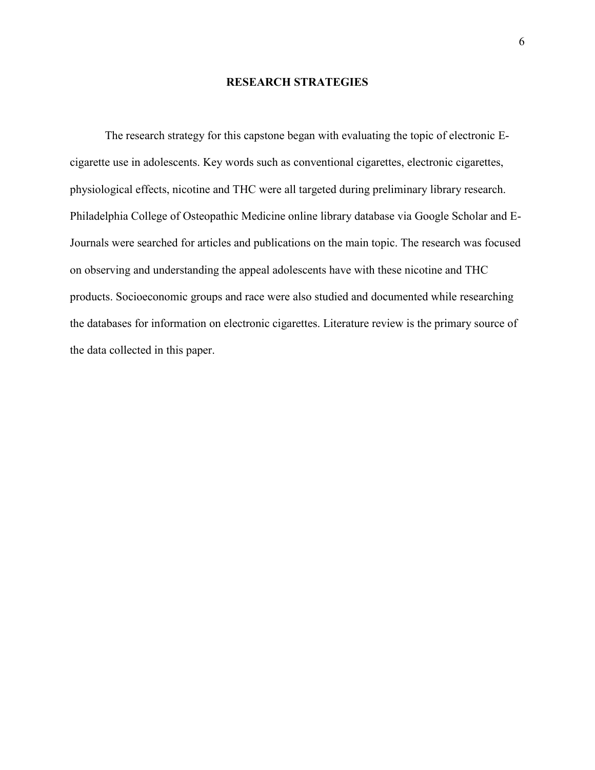## RESEARCH STRATEGIES

The research strategy for this capstone began with evaluating the topic of electronic E-cigarette use in adolescents. Key words such as conventional cigarettes, electronic cigarettes, physiological effects, nicotine and THC were all targeted during preliminary library research. Philadelphia College of Osteopathic Medicine online library database via Google Scholar and E-Journals were searched for articles and publications on the main topic. The research was focused on observing and understanding the appeal adolescents have with these nicotine and THC products. Socioeconomic groups and race were also studied and documented while researching the databases for information on electronic cigarettes. Literature review is the primary source of the data collected in this paper.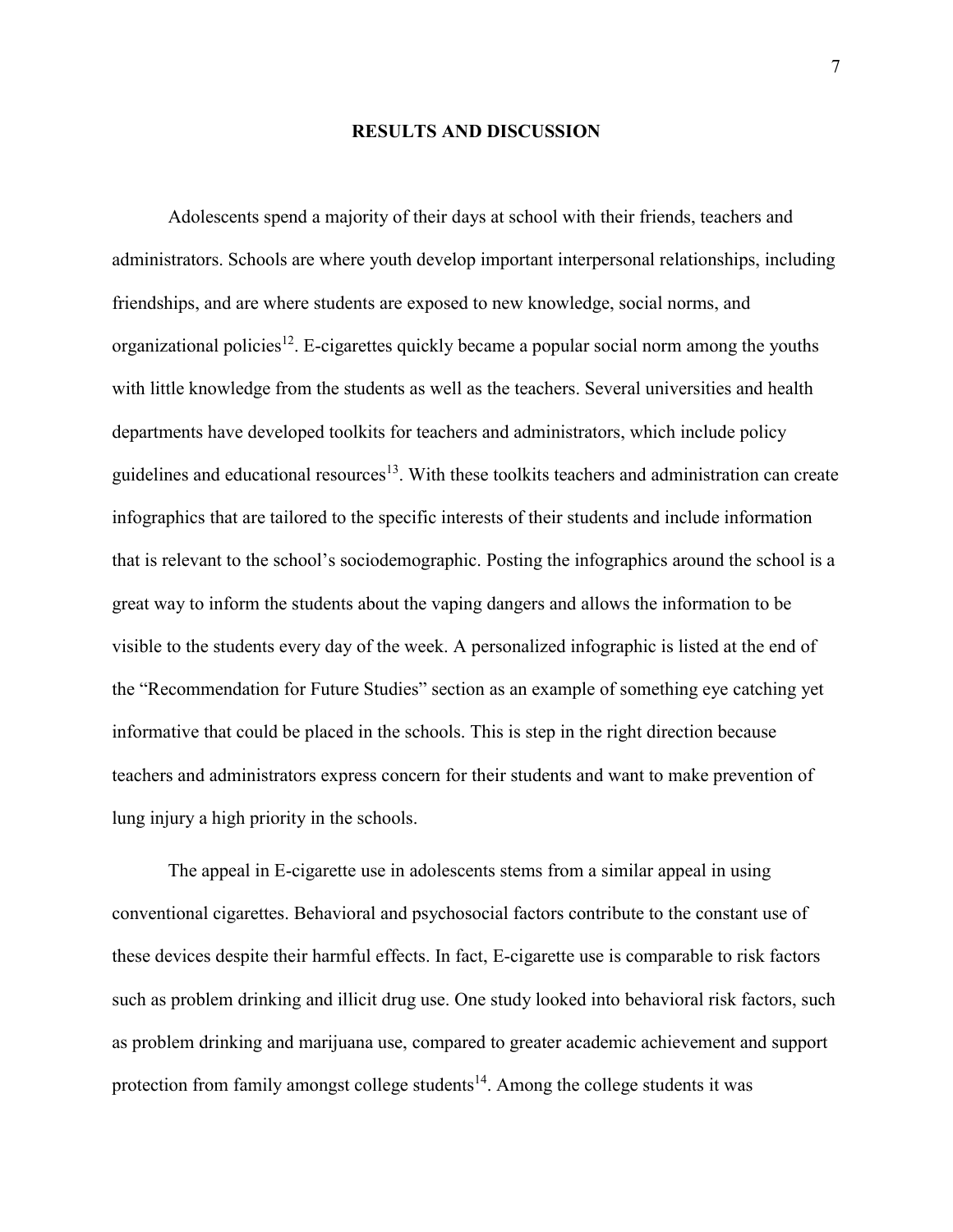# RESULTS AND DISCUSSION

Adolescents spend a majority of their days at school with their friends, teachers and administrators. Schools are where youth develop important interpersonal relationships, including friendships, and are where students are exposed to new knowledge, social norms, and organizational policies[12]. E-cigarettes quickly became a popular social norm among the youths with little knowledge from the students as well as the teachers. Several universities and health departments have developed toolkits for teachers and administrators, which include policy guidelines and educational resources[13]. With these toolkits teachers and administration can create infographics that are tailored to the specific interests of their students and include information that is relevant to the school's sociodemographic. Posting the infographics around the school is a great way to inform the students about the vaping dangers and allows the information to be visible to the students every day of the week. A personalized infographic is listed at the end of the "Recommendation for Future Studies" section as an example of something eye catching yet informative that could be placed in the schools. This is step in the right direction because teachers and administrators express concern for their students and want to make prevention of lung injury a high priority in the schools.

The appeal in E-cigarette use in adolescents stems from a similar appeal in using conventional cigarettes. Behavioral and psychosocial factors contribute to the constant use of these devices despite their harmful effects. In fact, E-cigarette use is comparable to risk factors such as problem drinking and illicit drug use. One study looked into behavioral risk factors, such as problem drinking and marijuana use, compared to greater academic achievement and support protection from family amongst college students[14]. Among the college students it was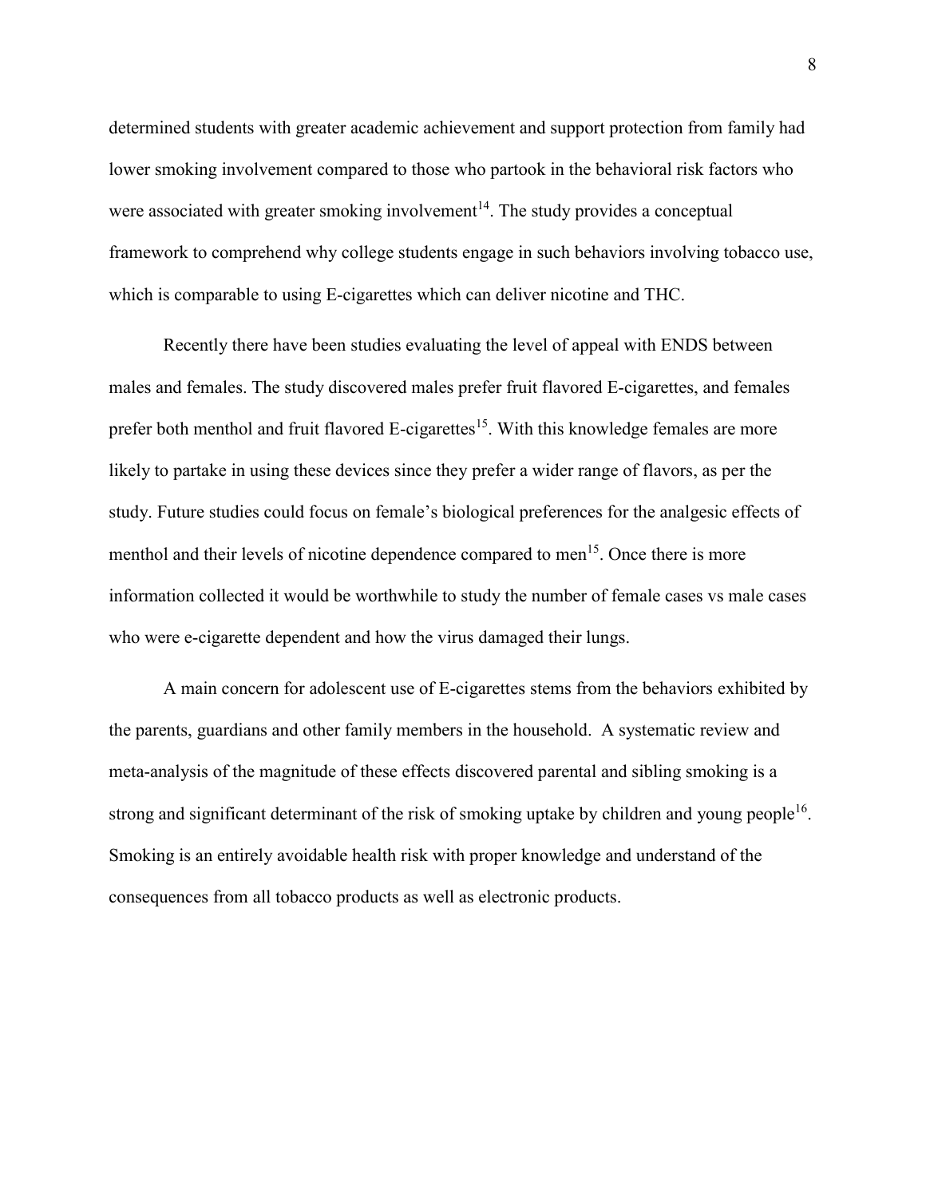determined students with greater academic achievement and support protection from family had lower smoking involvement compared to those who partook in the behavioral risk factors who were associated with greater smoking involvement[14]. The study provides a conceptual framework to comprehend why college students engage in such behaviors involving tobacco use, which is comparable to using E-cigarettes which can deliver nicotine and THC.

Recently there have been studies evaluating the level of appeal with ENDS between males and females. The study discovered males prefer fruit flavored E-cigarettes, and females prefer both menthol and fruit flavored E-cigarettes[15]. With this knowledge females are more likely to partake in using these devices since they prefer a wider range of flavors, as per the study. Future studies could focus on female's biological preferences for the analgesic effects of menthol and their levels of nicotine dependence compared to men[15]. Once there is more information collected it would be worthwhile to study the number of female cases vs male cases who were e-cigarette dependent and how the virus damaged their lungs.

A main concern for adolescent use of E-cigarettes stems from the behaviors exhibited by the parents, guardians and other family members in the household. A systematic review and meta-analysis of the magnitude of these effects discovered parental and sibling smoking is a strong and significant determinant of the risk of smoking uptake by children and young people[16]. Smoking is an entirely avoidable health risk with proper knowledge and understand of the consequences from all tobacco products as well as electronic products.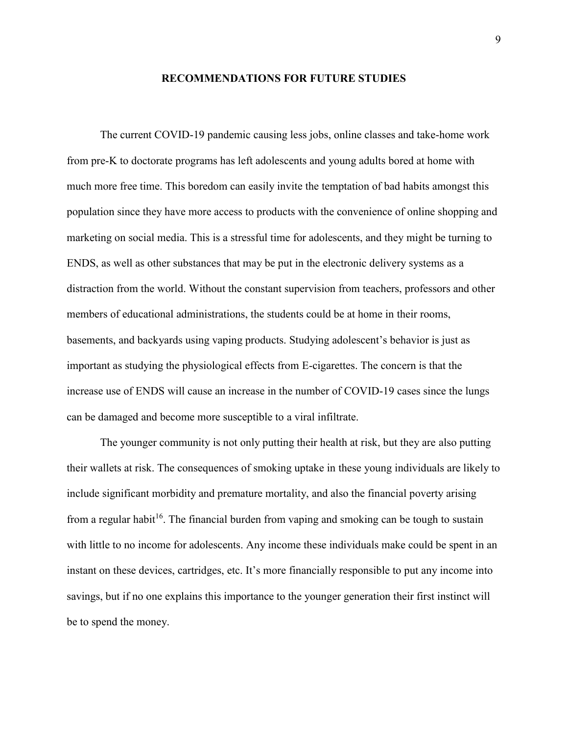## RECOMMENDATIONS FOR FUTURE STUDIES

The current COVID-19 pandemic causing less jobs, online classes and take-home work from pre-K to doctorate programs has left adolescents and young adults bored at home with much more free time. This boredom can easily invite the temptation of bad habits amongst this population since they have more access to products with the convenience of online shopping and marketing on social media. This is a stressful time for adolescents, and they might be turning to ENDS, as well as other substances that may be put in the electronic delivery systems as a distraction from the world. Without the constant supervision from teachers, professors and other members of educational administrations, the students could be at home in their rooms, basements, and backyards using vaping products. Studying adolescent's behavior is just as important as studying the physiological effects from E-cigarettes. The concern is that the increase use of ENDS will cause an increase in the number of COVID-19 cases since the lungs can be damaged and become more susceptible to a viral infiltrate.

The younger community is not only putting their health at risk, but they are also putting their wallets at risk. The consequences of smoking uptake in these young individuals are likely to include significant morbidity and premature mortality, and also the financial poverty arising from a regular habit[16]. The financial burden from vaping and smoking can be tough to sustain with little to no income for adolescents. Any income these individuals make could be spent in an instant on these devices, cartridges, etc. It's more financially responsible to put any income into savings, but if no one explains this importance to the younger generation their first instinct will be to spend the money.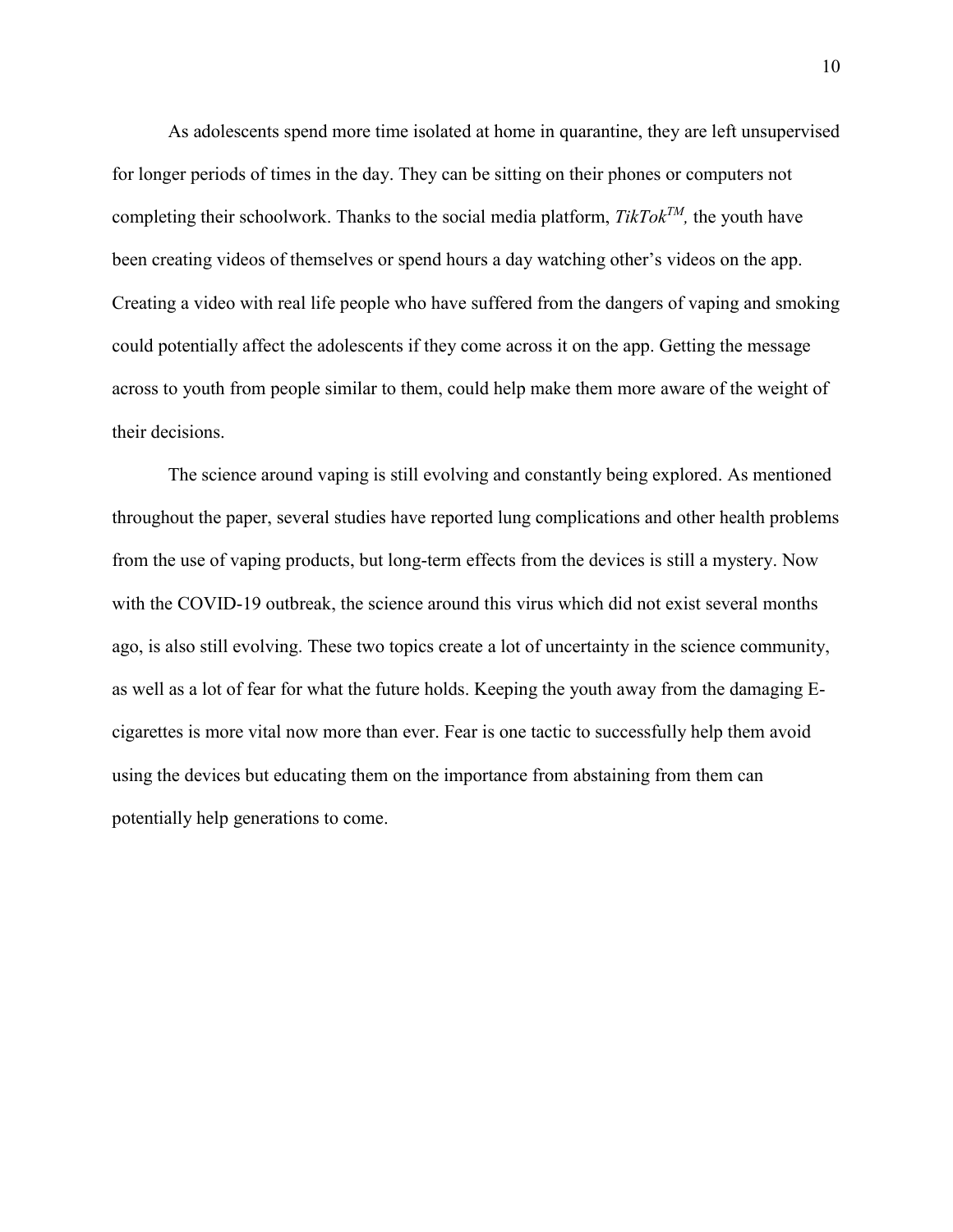As adolescents spend more time isolated at home in quarantine, they are left unsupervised for longer periods of times in the day. They can be sitting on their phones or computers not completing their schoolwork. Thanks to the social media platform, *TikTok™,* the youth have been creating videos of themselves or spend hours a day watching other's videos on the app. Creating a video with real life people who have suffered from the dangers of vaping and smoking could potentially affect the adolescents if they come across it on the app. Getting the message across to youth from people similar to them, could help make them more aware of the weight of their decisions.

The science around vaping is still evolving and constantly being explored. As mentioned throughout the paper, several studies have reported lung complications and other health problems from the use of vaping products, but long-term effects from the devices is still a mystery. Now with the COVID-19 outbreak, the science around this virus which did not exist several months ago, is also still evolving. These two topics create a lot of uncertainty in the science community, as well as a lot of fear for what the future holds. Keeping the youth away from the damaging E-cigarettes is more vital now more than ever. Fear is one tactic to successfully help them avoid using the devices but educating them on the importance from abstaining from them can potentially help generations to come.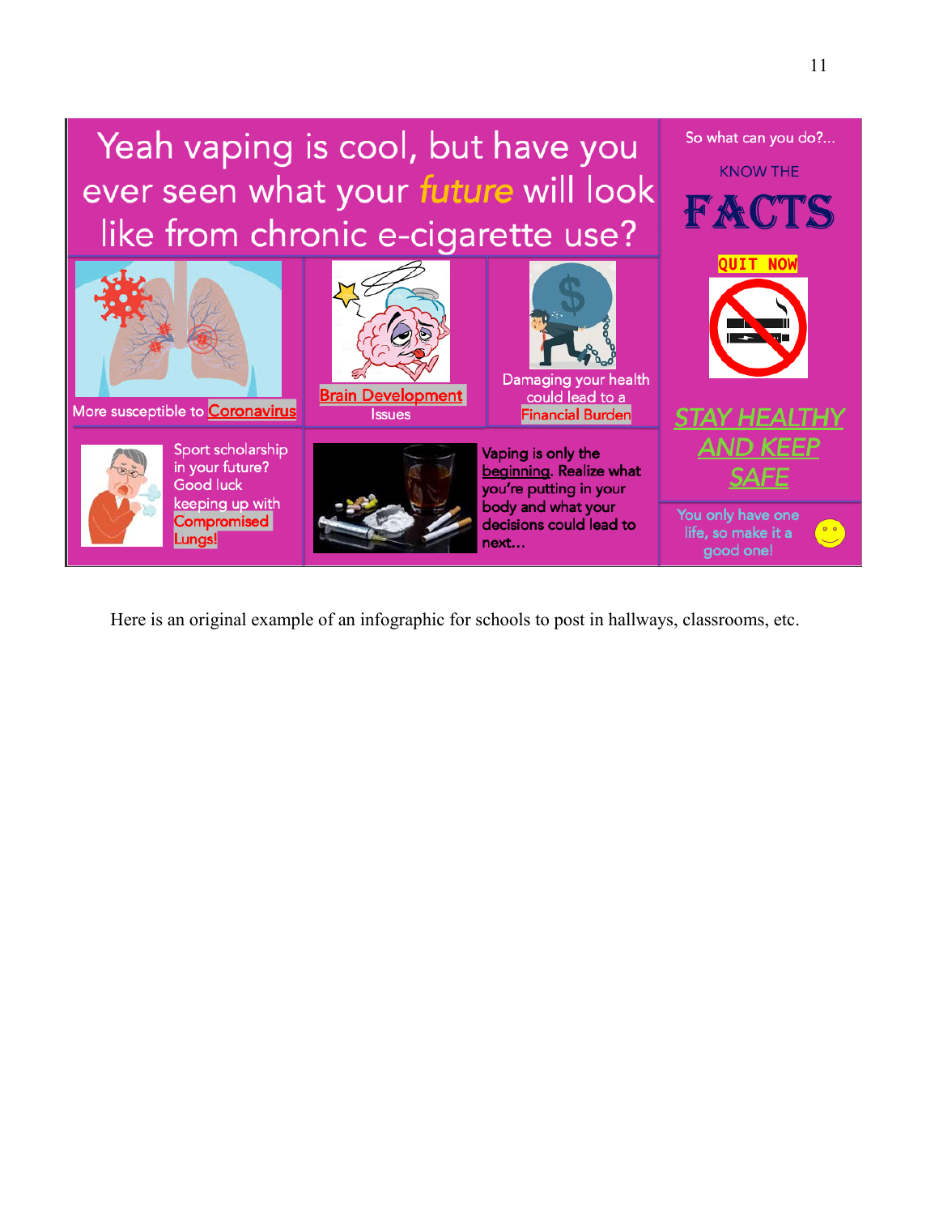Yeah vaping is cool, but have you ever seen what your *future* will look like from chronic e-cigarette use?

More susceptible to Coronavirus

Brain Development Issues

Damaging your health could lead to a Financial Burden

Sport scholarship in your future? Good luck keeping up with Compromised Lungs!

Vaping is only the beginning. Realize what you're putting in your body and what your decisions could lead to next…

So what can you do?...

KNOW THE

FACTS

QUIT NOW

*STAY HEALTHY AND KEEP SAFE*

You only have one life, so make it a good one!

Here is an original example of an infographic for schools to post in hallways, classrooms, etc.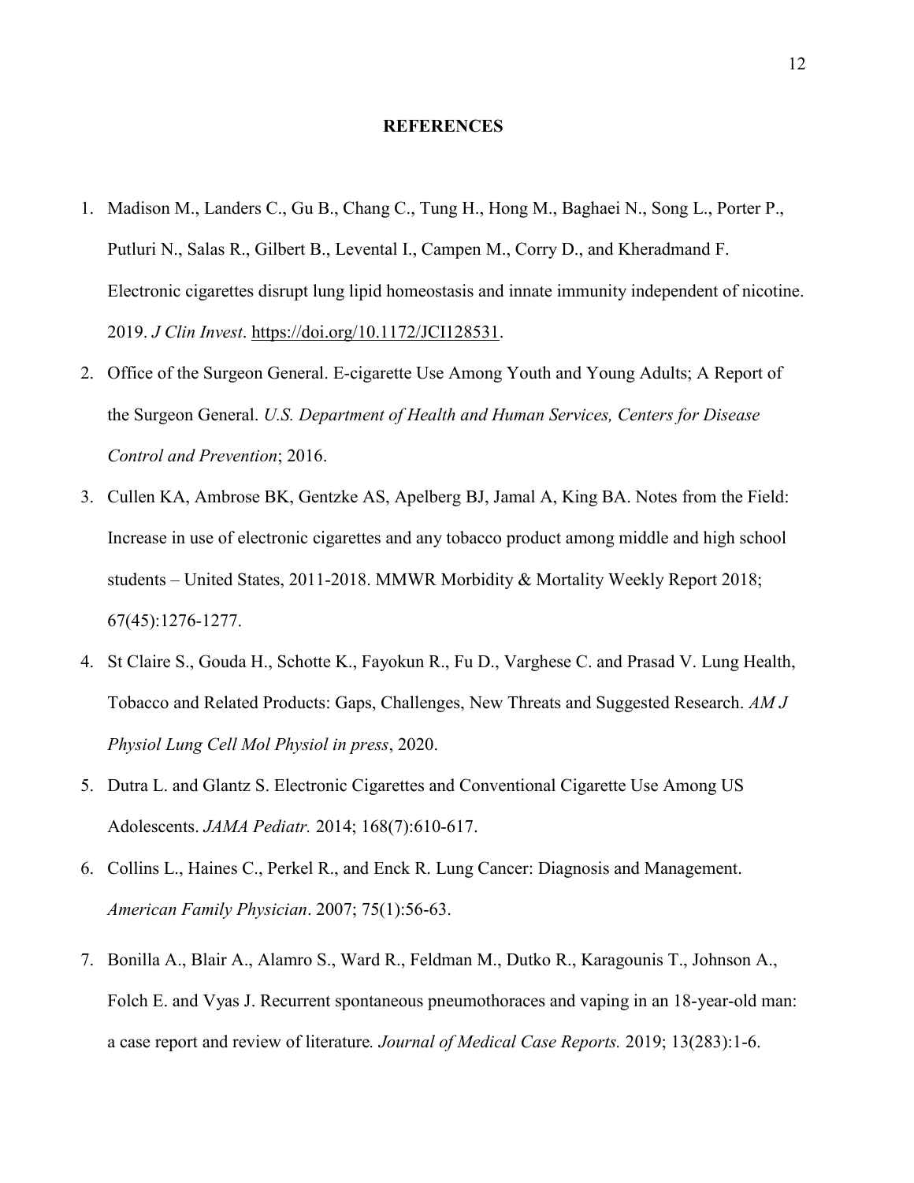## REFERENCES

1. Madison M., Landers C., Gu B., Chang C., Tung H., Hong M., Baghaei N., Song L., Porter P., Putluri N., Salas R., Gilbert B., Levental I., Campen M., Corry D., and Kheradmand F. Electronic cigarettes disrupt lung lipid homeostasis and innate immunity independent of nicotine. 2019. *J Clin Invest*. https://doi.org/10.1172/JCI128531.
2. Office of the Surgeon General. E-cigarette Use Among Youth and Young Adults; A Report of the Surgeon General. *U.S. Department of Health and Human Services, Centers for Disease Control and Prevention*; 2016.
3. Cullen KA, Ambrose BK, Gentzke AS, Apelberg BJ, Jamal A, King BA. Notes from the Field: Increase in use of electronic cigarettes and any tobacco product among middle and high school students – United States, 2011-2018. MMWR Morbidity & Mortality Weekly Report 2018; 67(45):1276-1277.
4. St Claire S., Gouda H., Schotte K., Fayokun R., Fu D., Varghese C. and Prasad V. Lung Health, Tobacco and Related Products: Gaps, Challenges, New Threats and Suggested Research. *AM J Physiol Lung Cell Mol Physiol in press*, 2020.
5. Dutra L. and Glantz S. Electronic Cigarettes and Conventional Cigarette Use Among US Adolescents. *JAMA Pediatr.* 2014; 168(7):610-617.
6. Collins L., Haines C., Perkel R., and Enck R. Lung Cancer: Diagnosis and Management. *American Family Physician*. 2007; 75(1):56-63.
7. Bonilla A., Blair A., Alamro S., Ward R., Feldman M., Dutko R., Karagounis T., Johnson A., Folch E. and Vyas J. Recurrent spontaneous pneumothoraces and vaping in an 18-year-old man: a case report and review of literature. *Journal of Medical Case Reports.* 2019; 13(283):1-6.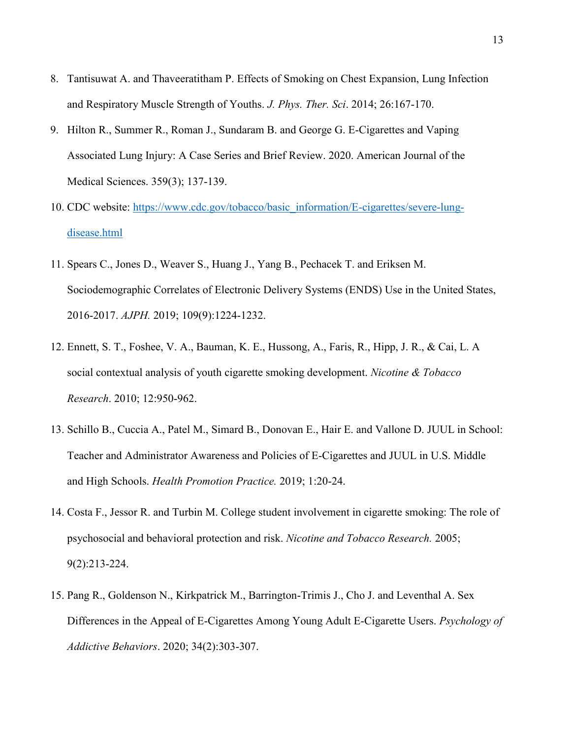8. Tantisuwat A. and Thaveeratitham P. Effects of Smoking on Chest Expansion, Lung Infection and Respiratory Muscle Strength of Youths. *J. Phys. Ther. Sci*. 2014; 26:167-170.

9. Hilton R., Summer R., Roman J., Sundaram B. and George G. E-Cigarettes and Vaping Associated Lung Injury: A Case Series and Brief Review. 2020. American Journal of the Medical Sciences. 359(3); 137-139.

10. CDC website: [https://www.cdc.gov/tobacco/basic_information/E-cigarettes/severe-lung-disease.html](https://www.cdc.gov/tobacco/basic_information/E-cigarettes/severe-lung-disease.html)

11. Spears C., Jones D., Weaver S., Huang J., Yang B., Pechacek T. and Eriksen M. Sociodemographic Correlates of Electronic Delivery Systems (ENDS) Use in the United States, 2016-2017. *AJPH.* 2019; 109(9):1224-1232.

12. Ennett, S. T., Foshee, V. A., Bauman, K. E., Hussong, A., Faris, R., Hipp, J. R., & Cai, L. A social contextual analysis of youth cigarette smoking development. *Nicotine & Tobacco Research*. 2010; 12:950-962.

13. Schillo B., Cuccia A., Patel M., Simard B., Donovan E., Hair E. and Vallone D. JUUL in School: Teacher and Administrator Awareness and Policies of E-Cigarettes and JUUL in U.S. Middle and High Schools. *Health Promotion Practice.* 2019; 1:20-24.

14. Costa F., Jessor R. and Turbin M. College student involvement in cigarette smoking: The role of psychosocial and behavioral protection and risk. *Nicotine and Tobacco Research.* 2005; 9(2):213-224.

15. Pang R., Goldenson N., Kirkpatrick M., Barrington-Trimis J., Cho J. and Leventhal A. Sex Differences in the Appeal of E-Cigarettes Among Young Adult E-Cigarette Users. *Psychology of Addictive Behaviors*. 2020; 34(2):303-307.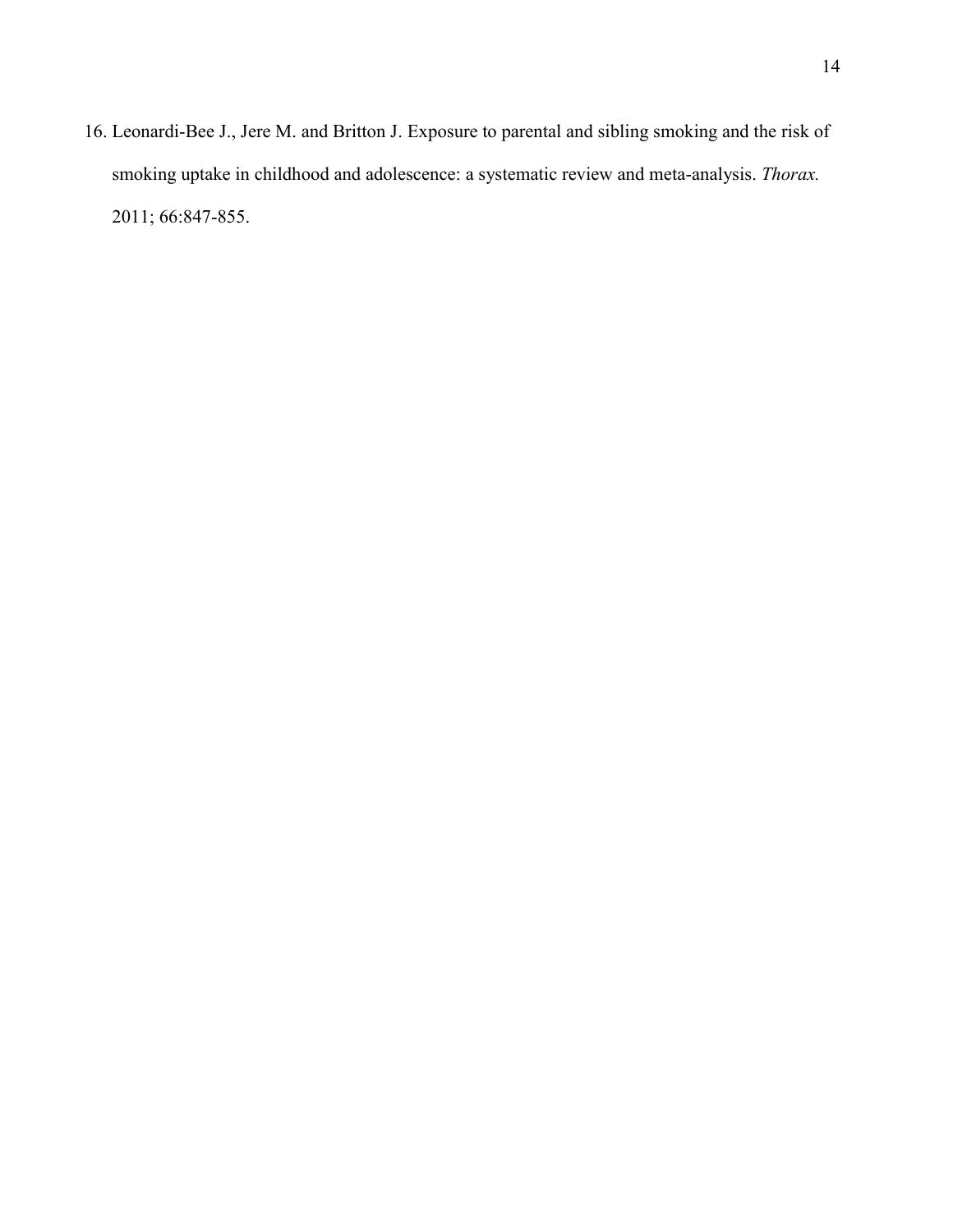16. Leonardi-Bee J., Jere M. and Britton J. Exposure to parental and sibling smoking and the risk of smoking uptake in childhood and adolescence: a systematic review and meta-analysis. *Thorax.* 2011; 66:847-855.